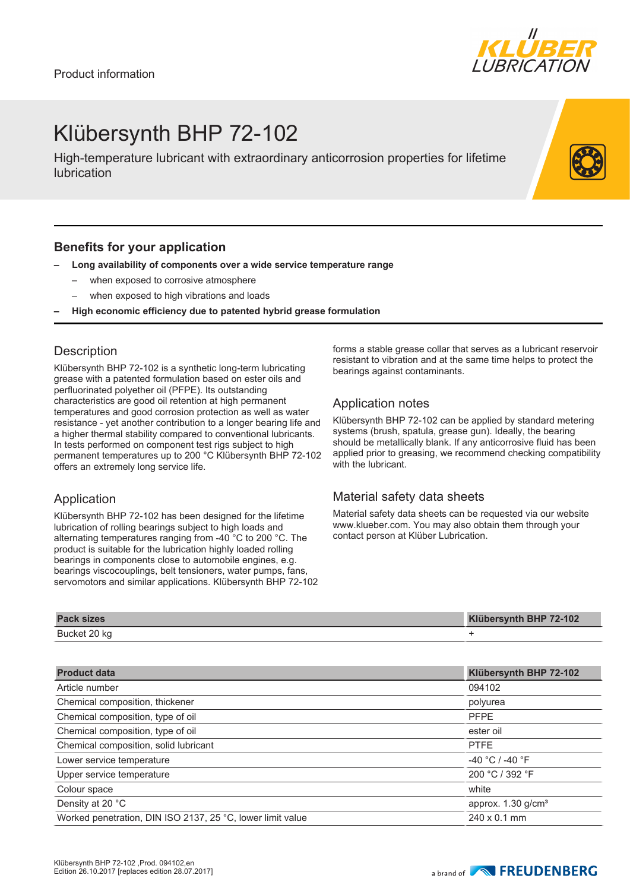Product information

# Klübersynth BHP 72-102

High-temperature lubricant with extraordinary anticorrosion properties for lifetime lubrication

## Benefits for your application

- **Long availability of components over a wide service temperature range**
  - when exposed to corrosive atmosphere
  - when exposed to high vibrations and loads
- **High economic efficiency due to patented hybrid grease formulation**

## Description

Klübersynth BHP 72-102 is a synthetic long-term lubricating grease with a patented formulation based on ester oils and perfluorinated polyether oil (PFPE). Its outstanding characteristics are good oil retention at high permanent temperatures and good corrosion protection as well as water resistance - yet another contribution to a longer bearing life and a higher thermal stability compared to conventional lubricants. In tests performed on component test rigs subject to high permanent temperatures up to 200 °C Klübersynth BHP 72-102 offers an extremely long service life.

## Application

Klübersynth BHP 72-102 has been designed for the lifetime lubrication of rolling bearings subject to high loads and alternating temperatures ranging from -40 °C to 200 °C. The product is suitable for the lubrication highly loaded rolling bearings in components close to automobile engines, e.g. bearings viscocouplings, belt tensioners, water pumps, fans, servomotors and similar applications. Klübersynth BHP 72-102 forms a stable grease collar that serves as a lubricant reservoir resistant to vibration and at the same time helps to protect the bearings against contaminants.

## Application notes

Klübersynth BHP 72-102 can be applied by standard metering systems (brush, spatula, grease gun). Ideally, the bearing should be metallically blank. If any anticorrosive fluid has been applied prior to greasing, we recommend checking compatibility with the lubricant.

## Material safety data sheets

Material safety data sheets can be requested via our website www.klueber.com. You may also obtain them through your contact person at Klüber Lubrication.

| Pack sizes | Klübersynth BHP 72-102 |
| --- | --- |
| Bucket 20 kg | + |

| Product data | Klübersynth BHP 72-102 |
| --- | --- |
| Article number | 094102 |
| Chemical composition, thickener | polyurea |
| Chemical composition, type of oil | PFPE |
| Chemical composition, type of oil | ester oil |
| Chemical composition, solid lubricant | PTFE |
| Lower service temperature | -40 °C / -40 °F |
| Upper service temperature | 200 °C / 392 °F |
| Colour space | white |
| Density at 20 °C | approx. 1.30 g/cm³ |
| Worked penetration, DIN ISO 2137, 25 °C, lower limit value | 240 x 0.1 mm |

Klübersynth BHP 72-102 ,Prod. 094102,en
Edition 26.10.2017 [replaces edition 28.07.2017]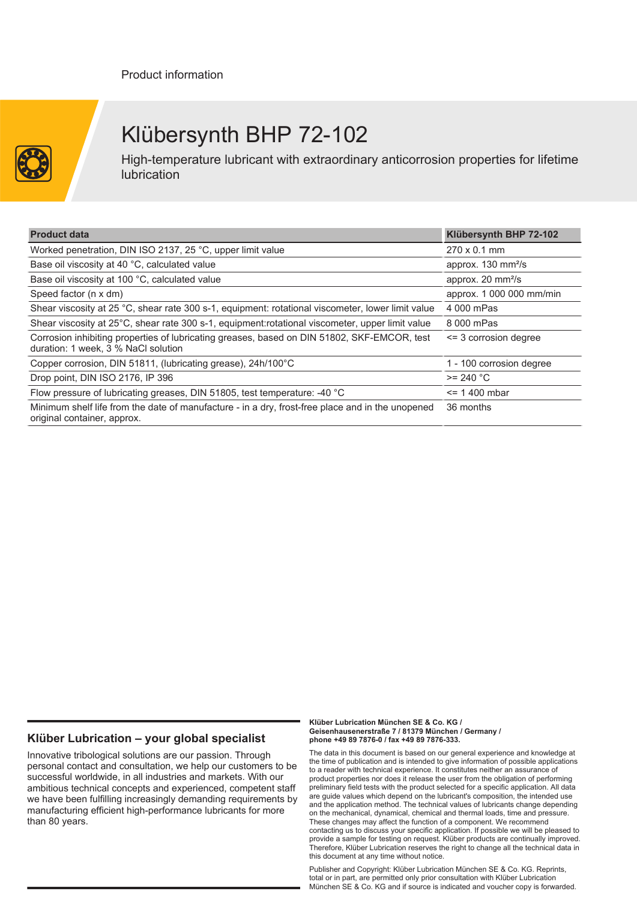Product information

# Klübersynth BHP 72-102

High-temperature lubricant with extraordinary anticorrosion properties for lifetime lubrication

| Product data | Klübersynth BHP 72-102 |
|---|---|
| Worked penetration, DIN ISO 2137, 25 °C, upper limit value | 270 x 0.1 mm |
| Base oil viscosity at 40 °C, calculated value | approx. 130 mm²/s |
| Base oil viscosity at 100 °C, calculated value | approx. 20 mm²/s |
| Speed factor (n x dm) | approx. 1 000 000 mm/min |
| Shear viscosity at 25 °C, shear rate 300 s-1, equipment: rotational viscometer, lower limit value | 4 000 mPas |
| Shear viscosity at 25°C, shear rate 300 s-1, equipment:rotational viscometer, upper limit value | 8 000 mPas |
| Corrosion inhibiting properties of lubricating greases, based on DIN 51802, SKF-EMCOR, test duration: 1 week, 3 % NaCl solution | <= 3 corrosion degree |
| Copper corrosion, DIN 51811, (lubricating grease), 24h/100°C | 1 - 100 corrosion degree |
| Drop point, DIN ISO 2176, IP 396 | >= 240 °C |
| Flow pressure of lubricating greases, DIN 51805, test temperature: -40 °C | <= 1 400 mbar |
| Minimum shelf life from the date of manufacture - in a dry, frost-free place and in the unopened original container, approx. | 36 months |

## Klüber Lubrication – your global specialist

Innovative tribological solutions are our passion. Through personal contact and consultation, we help our customers to be successful worldwide, in all industries and markets. With our ambitious technical concepts and experienced, competent staff we have been fulfilling increasingly demanding requirements by manufacturing efficient high-performance lubricants for more than 80 years.

**Klüber Lubrication München SE & Co. KG / Geisenhausenerstraße 7 / 81379 München / Germany / phone +49 89 7876-0 / fax +49 89 7876-333.**

The data in this document is based on our general experience and knowledge at the time of publication and is intended to give information of possible applications to a reader with technical experience. It constitutes neither an assurance of product properties nor does it release the user from the obligation of performing preliminary field tests with the product selected for a specific application. All data are guide values which depend on the lubricant's composition, the intended use and the application method. The technical values of lubricants change depending on the mechanical, dynamical, chemical and thermal loads, time and pressure. These changes may affect the function of a component. We recommend contacting us to discuss your specific application. If possible we will be pleased to provide a sample for testing on request. Klüber products are continually improved. Therefore, Klüber Lubrication reserves the right to change all the technical data in this document at any time without notice.

Publisher and Copyright: Klüber Lubrication München SE & Co. KG. Reprints, total or in part, are permitted only prior consultation with Klüber Lubrication München SE & Co. KG and if source is indicated and voucher copy is forwarded.